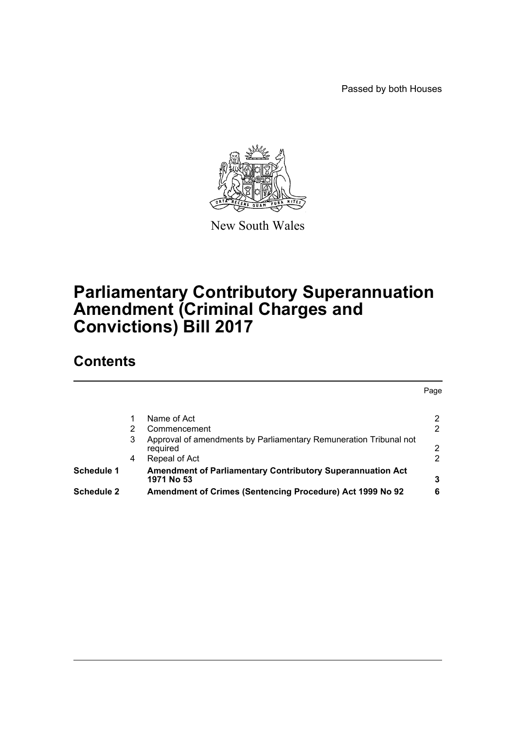Passed by both Houses

New South Wales

# Parliamentary Contributory Superannuation Amendment (Criminal Charges and Convictions) Bill 2017

## Contents

| | | | Page |
|---|---|---|---|
| | 1 | Name of Act | 2 |
| | 2 | Commencement | 2 |
| | 3 | Approval of amendments by Parliamentary Remuneration Tribunal not required | 2 |
| | 4 | Repeal of Act | 2 |
| **Schedule 1** | | **Amendment of Parliamentary Contributory Superannuation Act 1971 No 53** | **3** |
| **Schedule 2** | | **Amendment of Crimes (Sentencing Procedure) Act 1999 No 92** | **6** |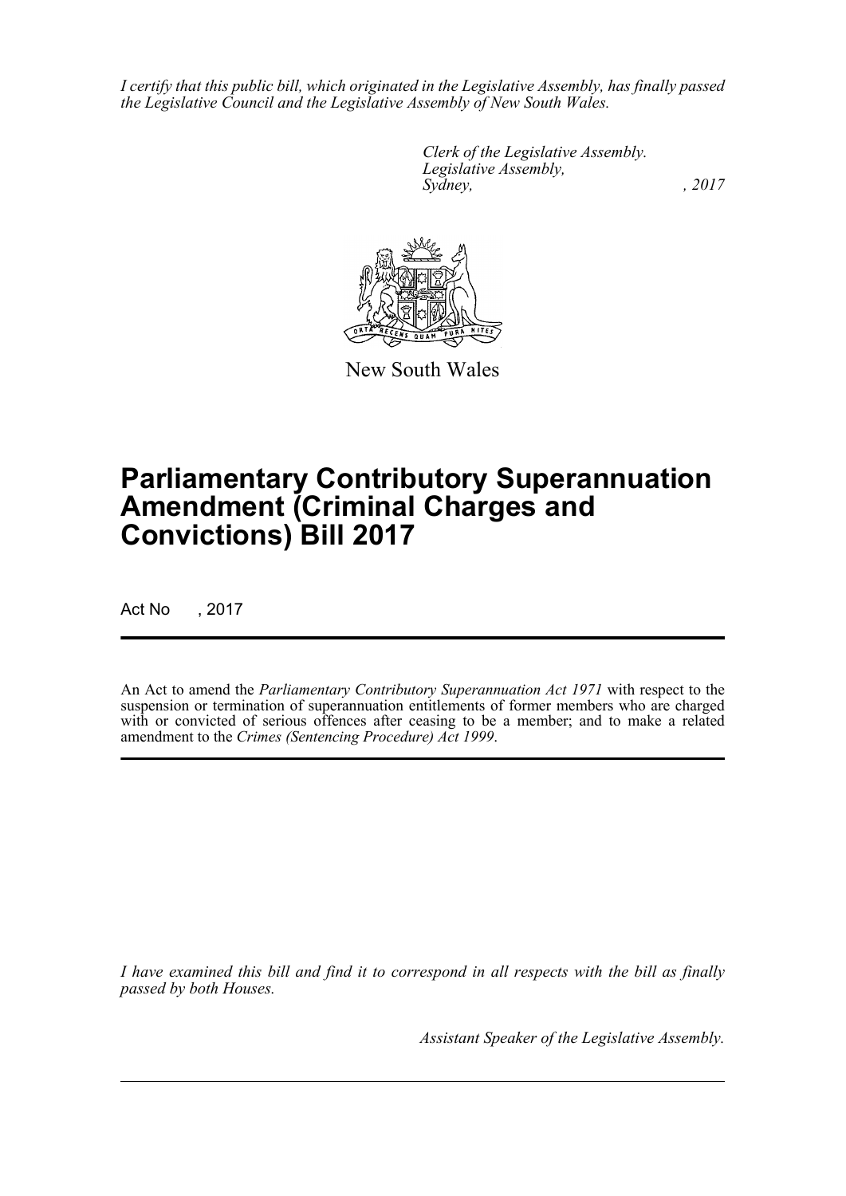*I certify that this public bill, which originated in the Legislative Assembly, has finally passed the Legislative Council and the Legislative Assembly of New South Wales.*

*Clerk of the Legislative Assembly.*
*Legislative Assembly,*
*Sydney, , 2017*

New South Wales

# Parliamentary Contributory Superannuation Amendment (Criminal Charges and Convictions) Bill 2017

Act No , 2017

An Act to amend the *Parliamentary Contributory Superannuation Act 1971* with respect to the suspension or termination of superannuation entitlements of former members who are charged with or convicted of serious offences after ceasing to be a member; and to make a related amendment to the *Crimes (Sentencing Procedure) Act 1999*.

*I have examined this bill and find it to correspond in all respects with the bill as finally passed by both Houses.*

*Assistant Speaker of the Legislative Assembly.*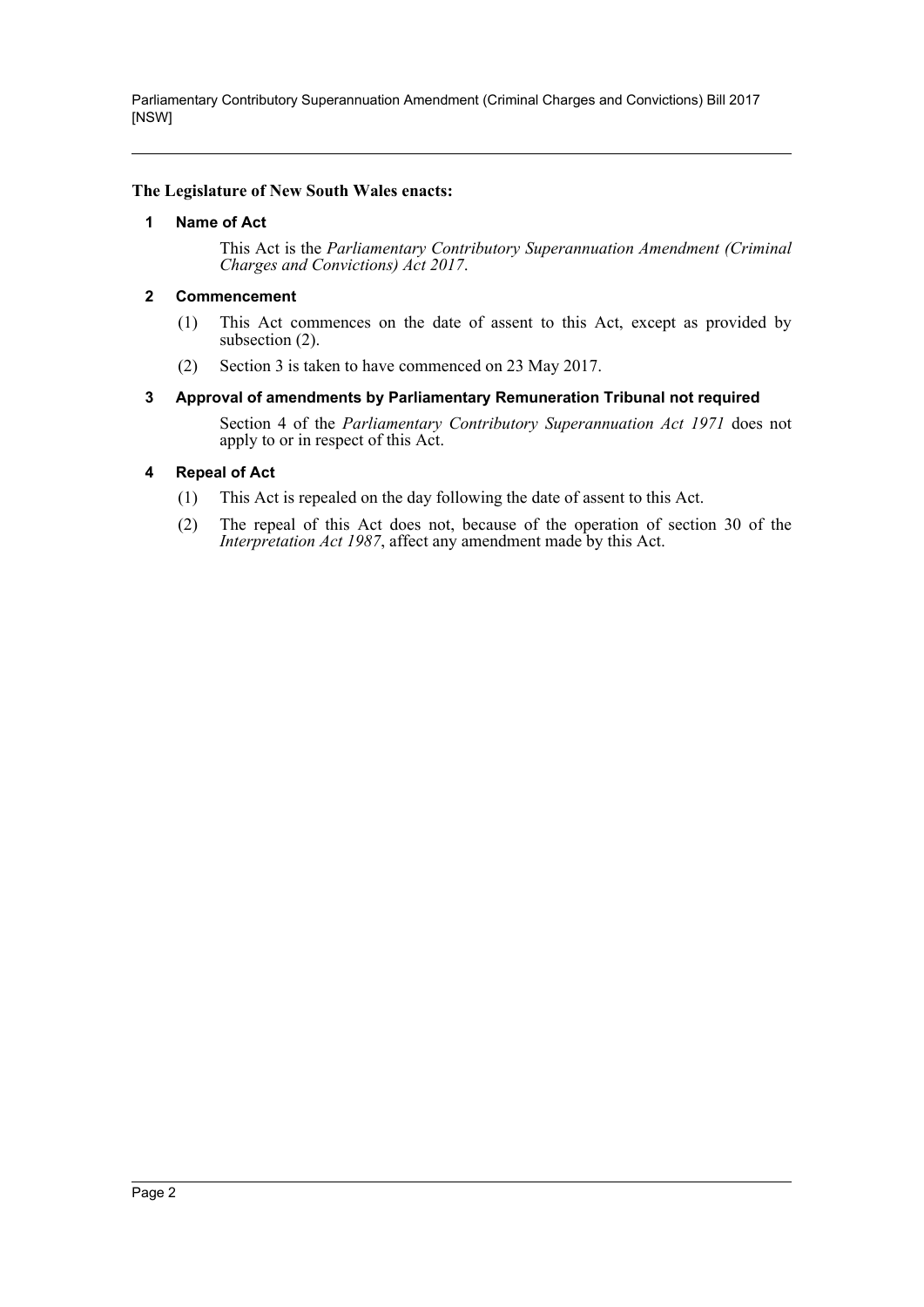**The Legislature of New South Wales enacts:**

## 1 Name of Act

This Act is the *Parliamentary Contributory Superannuation Amendment (Criminal Charges and Convictions) Act 2017*.

## 2 Commencement

(1) This Act commences on the date of assent to this Act, except as provided by subsection (2).

(2) Section 3 is taken to have commenced on 23 May 2017.

## 3 Approval of amendments by Parliamentary Remuneration Tribunal not required

Section 4 of the *Parliamentary Contributory Superannuation Act 1971* does not apply to or in respect of this Act.

## 4 Repeal of Act

(1) This Act is repealed on the day following the date of assent to this Act.

(2) The repeal of this Act does not, because of the operation of section 30 of the *Interpretation Act 1987*, affect any amendment made by this Act.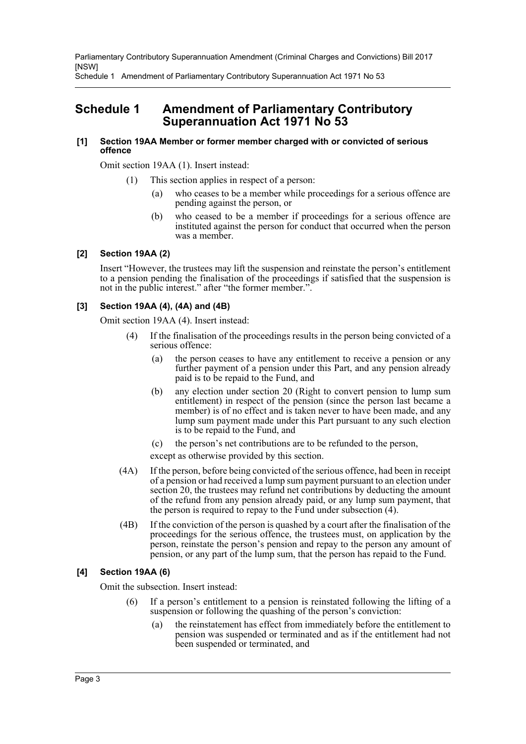# Schedule 1 Amendment of Parliamentary Contributory Superannuation Act 1971 No 53

**[1] Section 19AA Member or former member charged with or convicted of serious offence**

Omit section 19AA (1). Insert instead:

(1) This section applies in respect of a person:

(a) who ceases to be a member while proceedings for a serious offence are pending against the person, or

(b) who ceased to be a member if proceedings for a serious offence are instituted against the person for conduct that occurred when the person was a member.

**[2] Section 19AA (2)**

Insert "However, the trustees may lift the suspension and reinstate the person's entitlement to a pension pending the finalisation of the proceedings if satisfied that the suspension is not in the public interest." after "the former member.".

**[3] Section 19AA (4), (4A) and (4B)**

Omit section 19AA (4). Insert instead:

(4) If the finalisation of the proceedings results in the person being convicted of a serious offence:

(a) the person ceases to have any entitlement to receive a pension or any further payment of a pension under this Part, and any pension already paid is to be repaid to the Fund, and

(b) any election under section 20 (Right to convert pension to lump sum entitlement) in respect of the pension (since the person last became a member) is of no effect and is taken never to have been made, and any lump sum payment made under this Part pursuant to any such election is to be repaid to the Fund, and

(c) the person's net contributions are to be refunded to the person,

except as otherwise provided by this section.

(4A) If the person, before being convicted of the serious offence, had been in receipt of a pension or had received a lump sum payment pursuant to an election under section 20, the trustees may refund net contributions by deducting the amount of the refund from any pension already paid, or any lump sum payment, that the person is required to repay to the Fund under subsection (4).

(4B) If the conviction of the person is quashed by a court after the finalisation of the proceedings for the serious offence, the trustees must, on application by the person, reinstate the person's pension and repay to the person any amount of pension, or any part of the lump sum, that the person has repaid to the Fund.

**[4] Section 19AA (6)**

Omit the subsection. Insert instead:

(6) If a person's entitlement to a pension is reinstated following the lifting of a suspension or following the quashing of the person's conviction:

(a) the reinstatement has effect from immediately before the entitlement to pension was suspended or terminated and as if the entitlement had not been suspended or terminated, and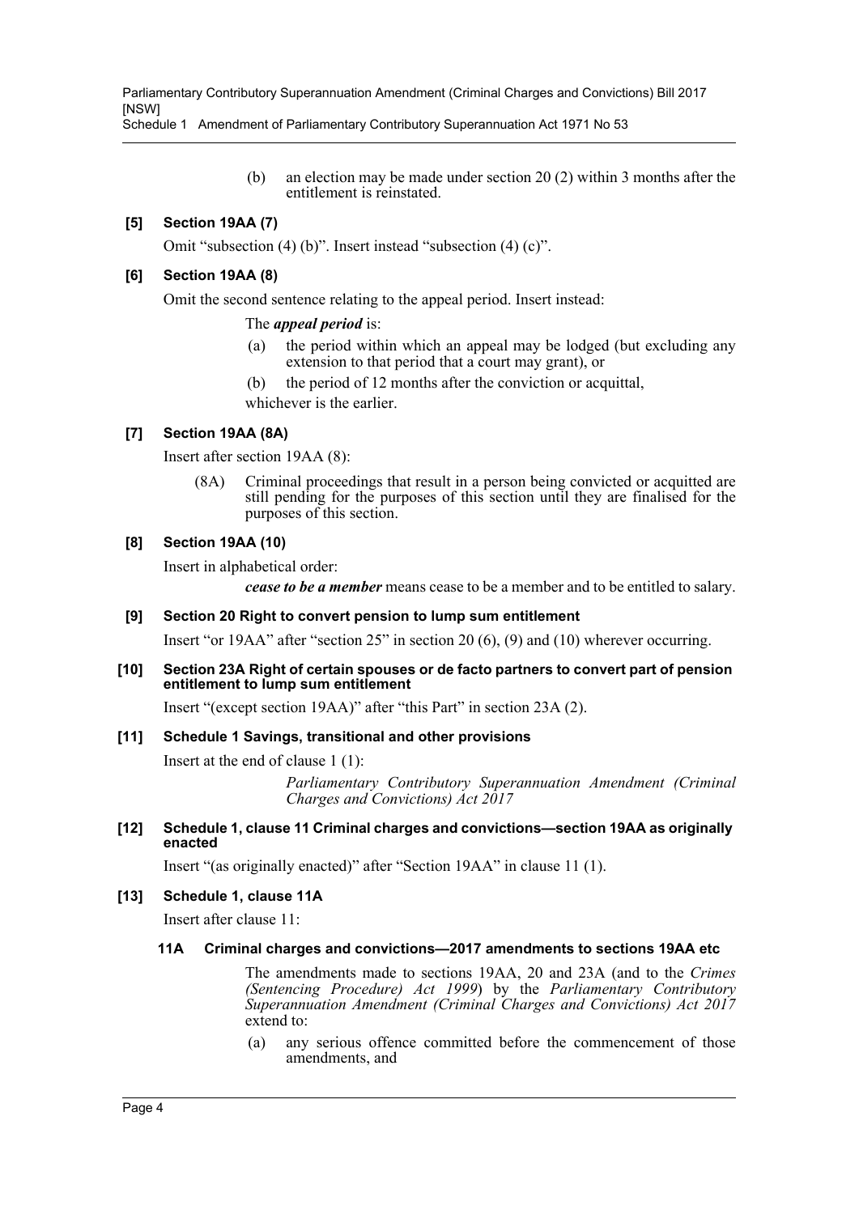(b) an election may be made under section 20 (2) within 3 months after the entitlement is reinstated.

### [5] Section 19AA (7)

Omit "subsection (4) (b)". Insert instead "subsection (4) (c)".

### [6] Section 19AA (8)

Omit the second sentence relating to the appeal period. Insert instead:

The ***appeal period*** is:

(a) the period within which an appeal may be lodged (but excluding any extension to that period that a court may grant), or

(b) the period of 12 months after the conviction or acquittal,

whichever is the earlier.

### [7] Section 19AA (8A)

Insert after section 19AA (8):

(8A) Criminal proceedings that result in a person being convicted or acquitted are still pending for the purposes of this section until they are finalised for the purposes of this section.

### [8] Section 19AA (10)

Insert in alphabetical order:

***cease to be a member*** means cease to be a member and to be entitled to salary.

### [9] Section 20 Right to convert pension to lump sum entitlement

Insert "or 19AA" after "section 25" in section 20 (6), (9) and (10) wherever occurring.

### [10] Section 23A Right of certain spouses or de facto partners to convert part of pension entitlement to lump sum entitlement

Insert "(except section 19AA)" after "this Part" in section 23A (2).

### [11] Schedule 1 Savings, transitional and other provisions

Insert at the end of clause 1 (1):

*Parliamentary Contributory Superannuation Amendment (Criminal Charges and Convictions) Act 2017*

### [12] Schedule 1, clause 11 Criminal charges and convictions—section 19AA as originally enacted

Insert "(as originally enacted)" after "Section 19AA" in clause 11 (1).

### [13] Schedule 1, clause 11A

Insert after clause 11:

#### 11A Criminal charges and convictions—2017 amendments to sections 19AA etc

The amendments made to sections 19AA, 20 and 23A (and to the *Crimes (Sentencing Procedure) Act 1999*) by the *Parliamentary Contributory Superannuation Amendment (Criminal Charges and Convictions) Act 2017* extend to:

(a) any serious offence committed before the commencement of those amendments, and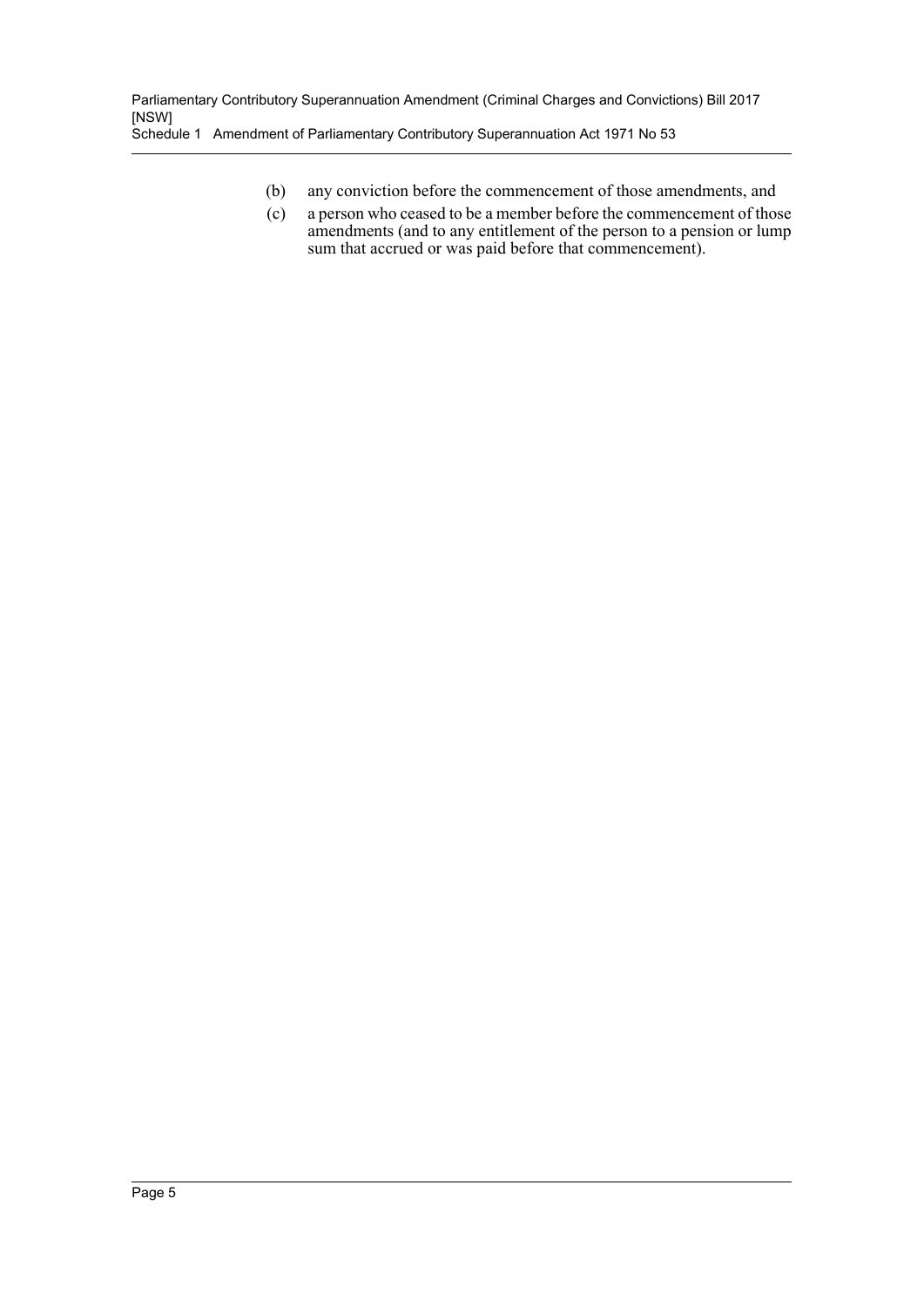(b) any conviction before the commencement of those amendments, and

(c) a person who ceased to be a member before the commencement of those amendments (and to any entitlement of the person to a pension or lump sum that accrued or was paid before that commencement).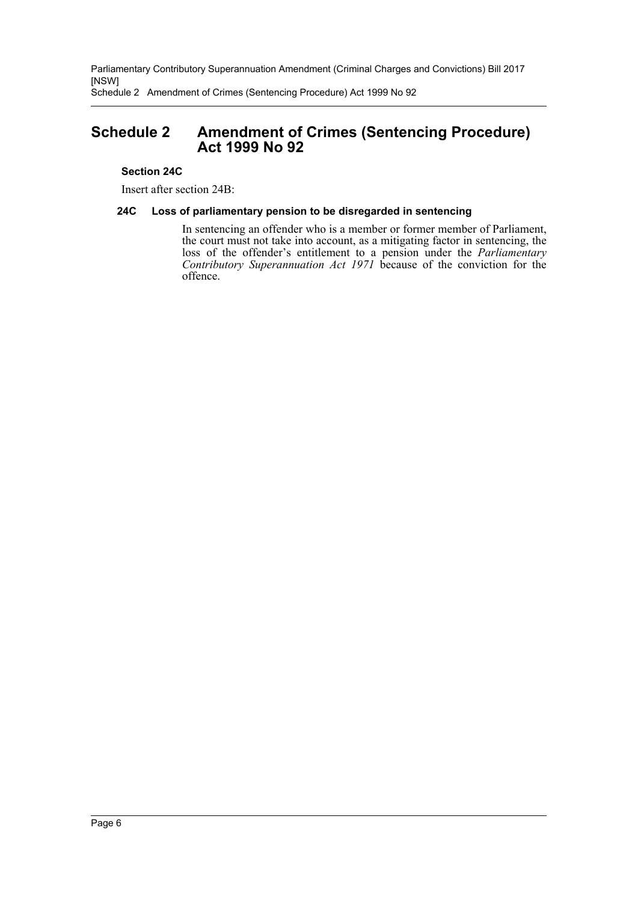# Schedule 2 Amendment of Crimes (Sentencing Procedure) Act 1999 No 92

**Section 24C**

Insert after section 24B:

**24C Loss of parliamentary pension to be disregarded in sentencing**

In sentencing an offender who is a member or former member of Parliament, the court must not take into account, as a mitigating factor in sentencing, the loss of the offender's entitlement to a pension under the *Parliamentary Contributory Superannuation Act 1971* because of the conviction for the offence.